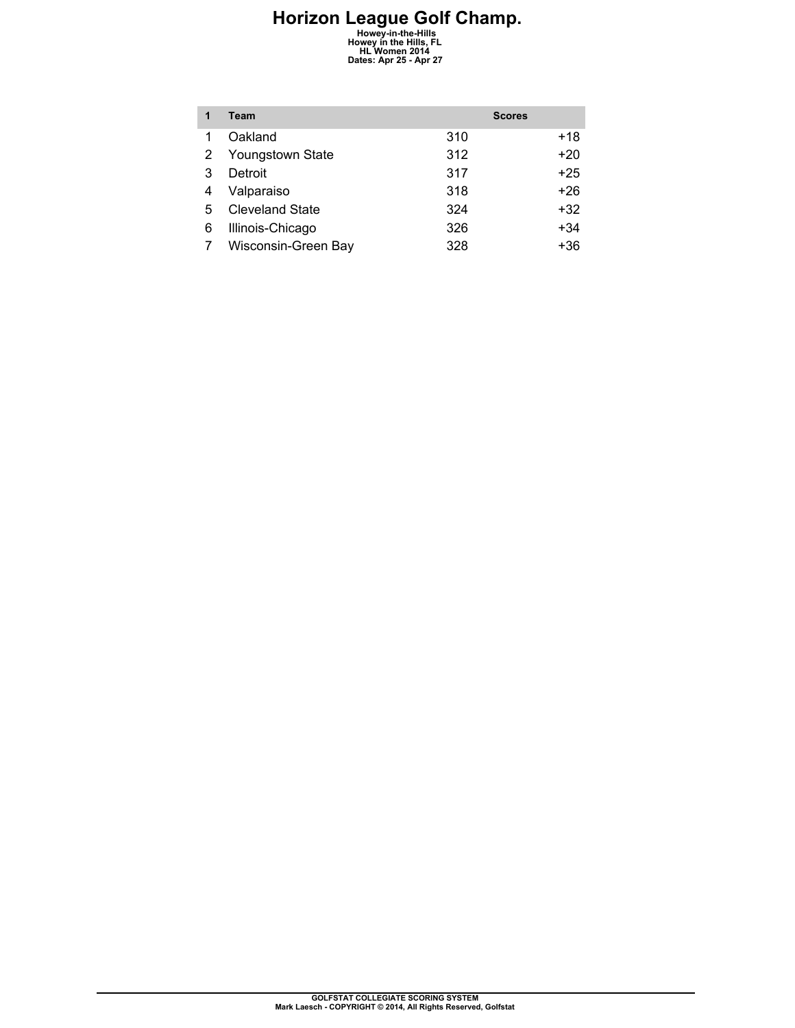# Horizon League Golf Champ.

**Howey-in-the-Hills**
**Howey in the Hills, FL**
**HL Women 2014**
**Dates: Apr 25 - Apr 27**

| 1 | Team | Scores | |
|---|---|---|---|
| 1 | Oakland | 310 | +18 |
| 2 | Youngstown State | 312 | +20 |
| 3 | Detroit | 317 | +25 |
| 4 | Valparaiso | 318 | +26 |
| 5 | Cleveland State | 324 | +32 |
| 6 | Illinois-Chicago | 326 | +34 |
| 7 | Wisconsin-Green Bay | 328 | +36 |

GOLFSTAT COLLEGIATE SCORING SYSTEM
Mark Laesch - COPYRIGHT © 2014, All Rights Reserved, Golfstat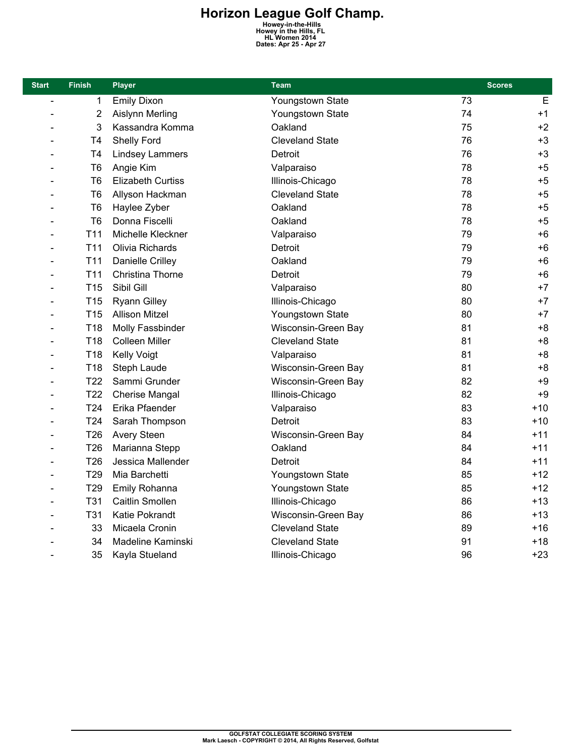# Horizon League Golf Champ.

**Howey-in-the-Hills**
**Howey in the Hills, FL**
**HL Women 2014**
**Dates: Apr 25 - Apr 27**

| Start | Finish | Player | Team | Scores | |
|---|---|---|---|---|---|
| - | 1 | Emily Dixon | Youngstown State | 73 | E |
| - | 2 | Aislynn Merling | Youngstown State | 74 | +1 |
| - | 3 | Kassandra Komma | Oakland | 75 | +2 |
| - | T4 | Shelly Ford | Cleveland State | 76 | +3 |
| - | T4 | Lindsey Lammers | Detroit | 76 | +3 |
| - | T6 | Angie Kim | Valparaiso | 78 | +5 |
| - | T6 | Elizabeth Curtiss | Illinois-Chicago | 78 | +5 |
| - | T6 | Allyson Hackman | Cleveland State | 78 | +5 |
| - | T6 | Haylee Zyber | Oakland | 78 | +5 |
| - | T6 | Donna Fiscelli | Oakland | 78 | +5 |
| - | T11 | Michelle Kleckner | Valparaiso | 79 | +6 |
| - | T11 | Olivia Richards | Detroit | 79 | +6 |
| - | T11 | Danielle Crilley | Oakland | 79 | +6 |
| - | T11 | Christina Thorne | Detroit | 79 | +6 |
| - | T15 | Sibil Gill | Valparaiso | 80 | +7 |
| - | T15 | Ryann Gilley | Illinois-Chicago | 80 | +7 |
| - | T15 | Allison Mitzel | Youngstown State | 80 | +7 |
| - | T18 | Molly Fassbinder | Wisconsin-Green Bay | 81 | +8 |
| - | T18 | Colleen Miller | Cleveland State | 81 | +8 |
| - | T18 | Kelly Voigt | Valparaiso | 81 | +8 |
| - | T18 | Steph Laude | Wisconsin-Green Bay | 81 | +8 |
| - | T22 | Sammi Grunder | Wisconsin-Green Bay | 82 | +9 |
| - | T22 | Cherise Mangal | Illinois-Chicago | 82 | +9 |
| - | T24 | Erika Pfaender | Valparaiso | 83 | +10 |
| - | T24 | Sarah Thompson | Detroit | 83 | +10 |
| - | T26 | Avery Steen | Wisconsin-Green Bay | 84 | +11 |
| - | T26 | Marianna Stepp | Oakland | 84 | +11 |
| - | T26 | Jessica Mallender | Detroit | 84 | +11 |
| - | T29 | Mia Barchetti | Youngstown State | 85 | +12 |
| - | T29 | Emily Rohanna | Youngstown State | 85 | +12 |
| - | T31 | Caitlin Smollen | Illinois-Chicago | 86 | +13 |
| - | T31 | Katie Pokrandt | Wisconsin-Green Bay | 86 | +13 |
| - | 33 | Micaela Cronin | Cleveland State | 89 | +16 |
| - | 34 | Madeline Kaminski | Cleveland State | 91 | +18 |
| - | 35 | Kayla Stueland | Illinois-Chicago | 96 | +23 |

GOLFSTAT COLLEGIATE SCORING SYSTEM
Mark Laesch - COPYRIGHT © 2014, All Rights Reserved, Golfstat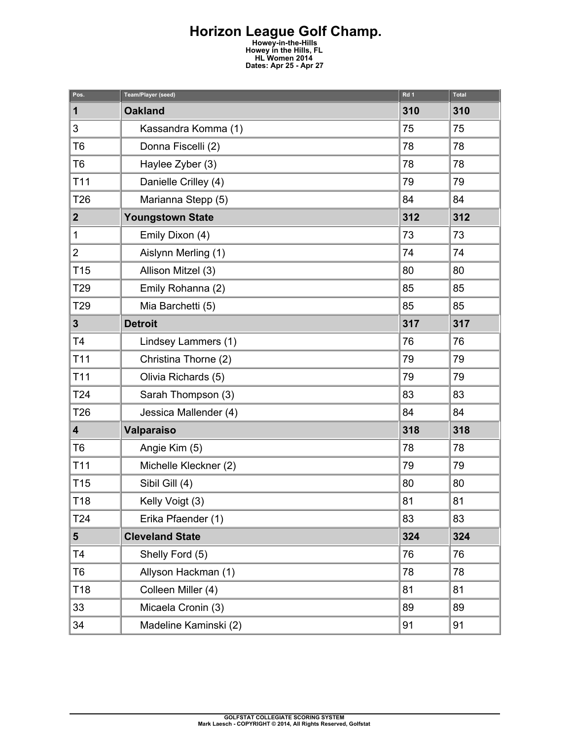# Horizon League Golf Champ.

**Howey-in-the-Hills**
**Howey in the Hills, FL**
**HL Women 2014**
**Dates: Apr 25 - Apr 27**

| Pos. | Team/Player (seed) | Rd 1 | Total |
|---|---|---|---|
| **1** | **Oakland** | **310** | **310** |
| 3 | Kassandra Komma (1) | 75 | 75 |
| T6 | Donna Fiscelli (2) | 78 | 78 |
| T6 | Haylee Zyber (3) | 78 | 78 |
| T11 | Danielle Crilley (4) | 79 | 79 |
| T26 | Marianna Stepp (5) | 84 | 84 |
| **2** | **Youngstown State** | **312** | **312** |
| 1 | Emily Dixon (4) | 73 | 73 |
| 2 | Aislynn Merling (1) | 74 | 74 |
| T15 | Allison Mitzel (3) | 80 | 80 |
| T29 | Emily Rohanna (2) | 85 | 85 |
| T29 | Mia Barchetti (5) | 85 | 85 |
| **3** | **Detroit** | **317** | **317** |
| T4 | Lindsey Lammers (1) | 76 | 76 |
| T11 | Christina Thorne (2) | 79 | 79 |
| T11 | Olivia Richards (5) | 79 | 79 |
| T24 | Sarah Thompson (3) | 83 | 83 |
| T26 | Jessica Mallender (4) | 84 | 84 |
| **4** | **Valparaiso** | **318** | **318** |
| T6 | Angie Kim (5) | 78 | 78 |
| T11 | Michelle Kleckner (2) | 79 | 79 |
| T15 | Sibil Gill (4) | 80 | 80 |
| T18 | Kelly Voigt (3) | 81 | 81 |
| T24 | Erika Pfaender (1) | 83 | 83 |
| **5** | **Cleveland State** | **324** | **324** |
| T4 | Shelly Ford (5) | 76 | 76 |
| T6 | Allyson Hackman (1) | 78 | 78 |
| T18 | Colleen Miller (4) | 81 | 81 |
| 33 | Micaela Cronin (3) | 89 | 89 |
| 34 | Madeline Kaminski (2) | 91 | 91 |

GOLFSTAT COLLEGIATE SCORING SYSTEM
Mark Laesch - COPYRIGHT © 2014, All Rights Reserved, Golfstat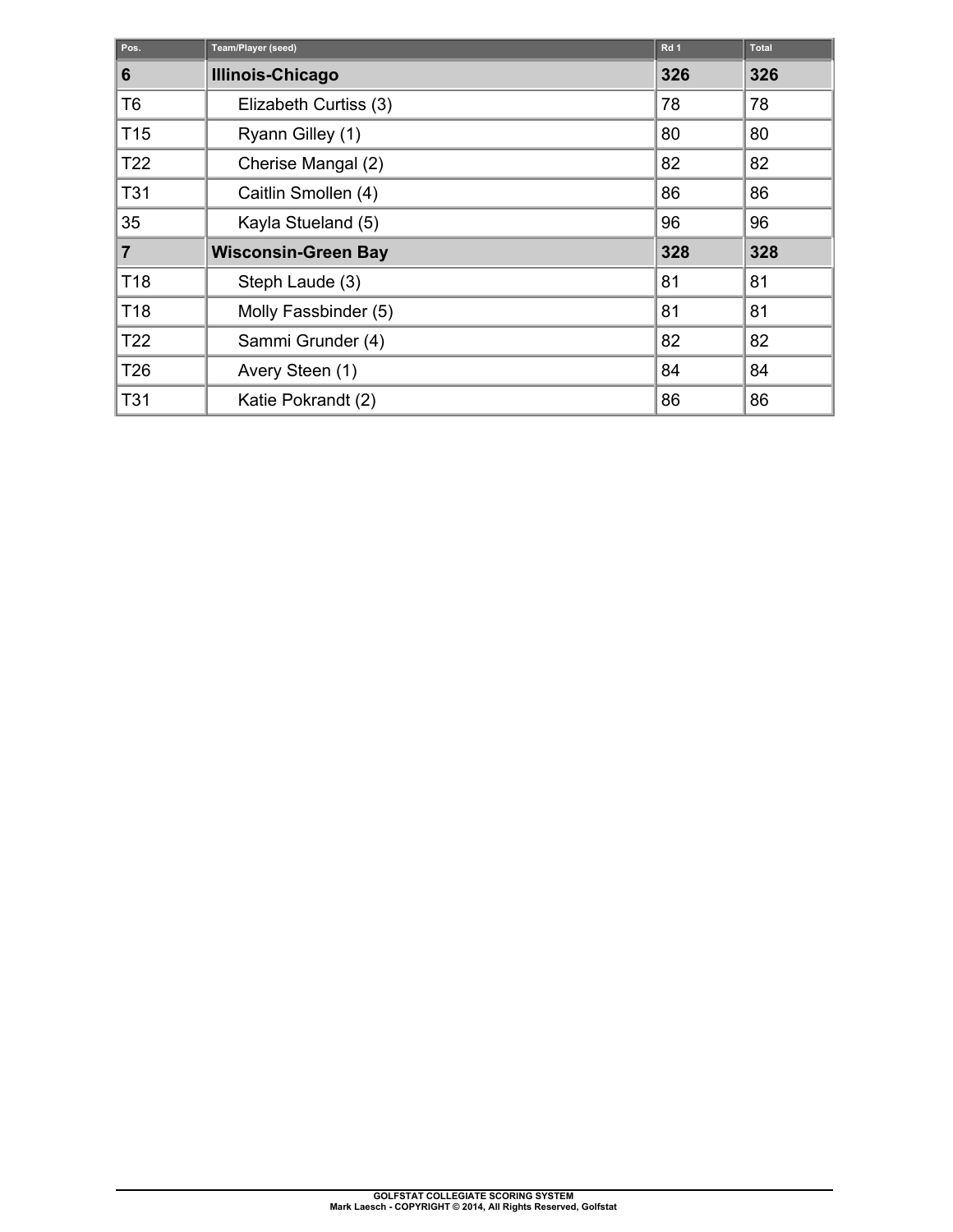| Pos. | Team/Player (seed) | Rd 1 | Total |
|---|---|---|---|
| **6** | **Illinois-Chicago** | **326** | **326** |
| T6 | Elizabeth Curtiss (3) | 78 | 78 |
| T15 | Ryann Gilley (1) | 80 | 80 |
| T22 | Cherise Mangal (2) | 82 | 82 |
| T31 | Caitlin Smollen (4) | 86 | 86 |
| 35 | Kayla Stueland (5) | 96 | 96 |
| **7** | **Wisconsin-Green Bay** | **328** | **328** |
| T18 | Steph Laude (3) | 81 | 81 |
| T18 | Molly Fassbinder (5) | 81 | 81 |
| T22 | Sammi Grunder (4) | 82 | 82 |
| T26 | Avery Steen (1) | 84 | 84 |
| T31 | Katie Pokrandt (2) | 86 | 86 |

GOLFSTAT COLLEGIATE SCORING SYSTEM
Mark Laesch - COPYRIGHT © 2014, All Rights Reserved, Golfstat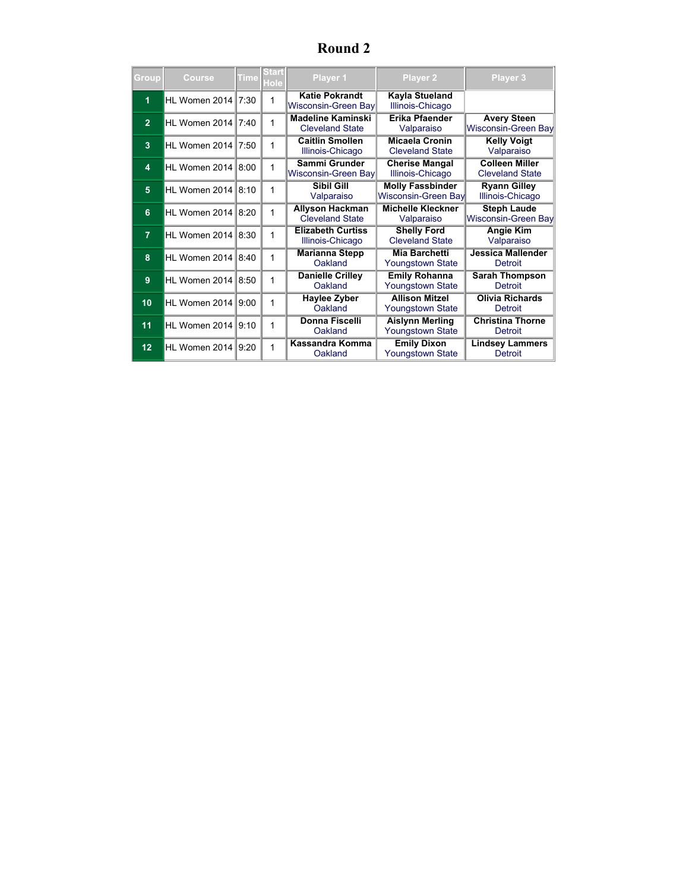# Round 2

| Group | Course | Time | Start Hole | Player 1 | Player 2 | Player 3 |
|---|---|---|---|---|---|---|
| 1 | HL Women 2014 | 7:30 | 1 | **Katie Pokrandt** Wisconsin-Green Bay | **Kayla Stueland** Illinois-Chicago | |
| 2 | HL Women 2014 | 7:40 | 1 | **Madeline Kaminski** Cleveland State | **Erika Pfaender** Valparaiso | **Avery Steen** Wisconsin-Green Bay |
| 3 | HL Women 2014 | 7:50 | 1 | **Caitlin Smollen** Illinois-Chicago | **Micaela Cronin** Cleveland State | **Kelly Voigt** Valparaiso |
| 4 | HL Women 2014 | 8:00 | 1 | **Sammi Grunder** Wisconsin-Green Bay | **Cherise Mangal** Illinois-Chicago | **Colleen Miller** Cleveland State |
| 5 | HL Women 2014 | 8:10 | 1 | **Sibil Gill** Valparaiso | **Molly Fassbinder** Wisconsin-Green Bay | **Ryann Gilley** Illinois-Chicago |
| 6 | HL Women 2014 | 8:20 | 1 | **Allyson Hackman** Cleveland State | **Michelle Kleckner** Valparaiso | **Steph Laude** Wisconsin-Green Bay |
| 7 | HL Women 2014 | 8:30 | 1 | **Elizabeth Curtiss** Illinois-Chicago | **Shelly Ford** Cleveland State | **Angie Kim** Valparaiso |
| 8 | HL Women 2014 | 8:40 | 1 | **Marianna Stepp** Oakland | **Mia Barchetti** Youngstown State | **Jessica Mallender** Detroit |
| 9 | HL Women 2014 | 8:50 | 1 | **Danielle Crilley** Oakland | **Emily Rohanna** Youngstown State | **Sarah Thompson** Detroit |
| 10 | HL Women 2014 | 9:00 | 1 | **Haylee Zyber** Oakland | **Allison Mitzel** Youngstown State | **Olivia Richards** Detroit |
| 11 | HL Women 2014 | 9:10 | 1 | **Donna Fiscelli** Oakland | **Aislynn Merling** Youngstown State | **Christina Thorne** Detroit |
| 12 | HL Women 2014 | 9:20 | 1 | **Kassandra Komma** Oakland | **Emily Dixon** Youngstown State | **Lindsey Lammers** Detroit |